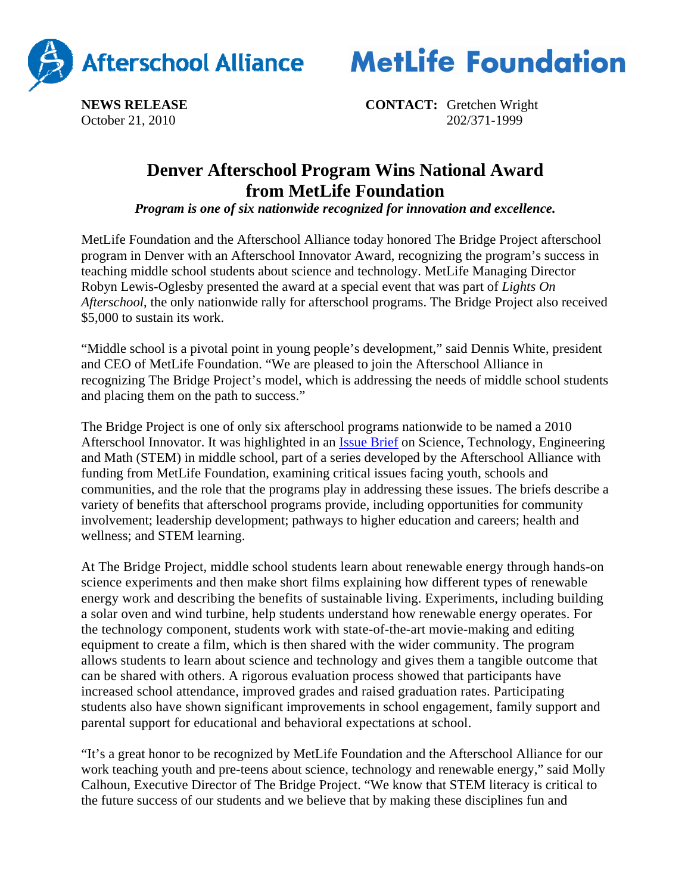Afterschool Alliance MetLife Foundation

**NEWS RELEASE**
October 21, 2010

**CONTACT:** Gretchen Wright
202/371-1999

# Denver Afterschool Program Wins National Award from MetLife Foundation

***Program is one of six nationwide recognized for innovation and excellence.***

MetLife Foundation and the Afterschool Alliance today honored The Bridge Project afterschool program in Denver with an Afterschool Innovator Award, recognizing the program's success in teaching middle school students about science and technology. MetLife Managing Director Robyn Lewis-Oglesby presented the award at a special event that was part of *Lights On Afterschool*, the only nationwide rally for afterschool programs. The Bridge Project also received $5,000 to sustain its work.

"Middle school is a pivotal point in young people's development," said Dennis White, president and CEO of MetLife Foundation. "We are pleased to join the Afterschool Alliance in recognizing The Bridge Project's model, which is addressing the needs of middle school students and placing them on the path to success."

The Bridge Project is one of only six afterschool programs nationwide to be named a 2010 Afterschool Innovator. It was highlighted in an Issue Brief on Science, Technology, Engineering and Math (STEM) in middle school, part of a series developed by the Afterschool Alliance with funding from MetLife Foundation, examining critical issues facing youth, schools and communities, and the role that the programs play in addressing these issues. The briefs describe a variety of benefits that afterschool programs provide, including opportunities for community involvement; leadership development; pathways to higher education and careers; health and wellness; and STEM learning.

At The Bridge Project, middle school students learn about renewable energy through hands-on science experiments and then make short films explaining how different types of renewable energy work and describing the benefits of sustainable living. Experiments, including building a solar oven and wind turbine, help students understand how renewable energy operates. For the technology component, students work with state-of-the-art movie-making and editing equipment to create a film, which is then shared with the wider community. The program allows students to learn about science and technology and gives them a tangible outcome that can be shared with others. A rigorous evaluation process showed that participants have increased school attendance, improved grades and raised graduation rates. Participating students also have shown significant improvements in school engagement, family support and parental support for educational and behavioral expectations at school.

"It's a great honor to be recognized by MetLife Foundation and the Afterschool Alliance for our work teaching youth and pre-teens about science, technology and renewable energy," said Molly Calhoun, Executive Director of The Bridge Project. "We know that STEM literacy is critical to the future success of our students and we believe that by making these disciplines fun and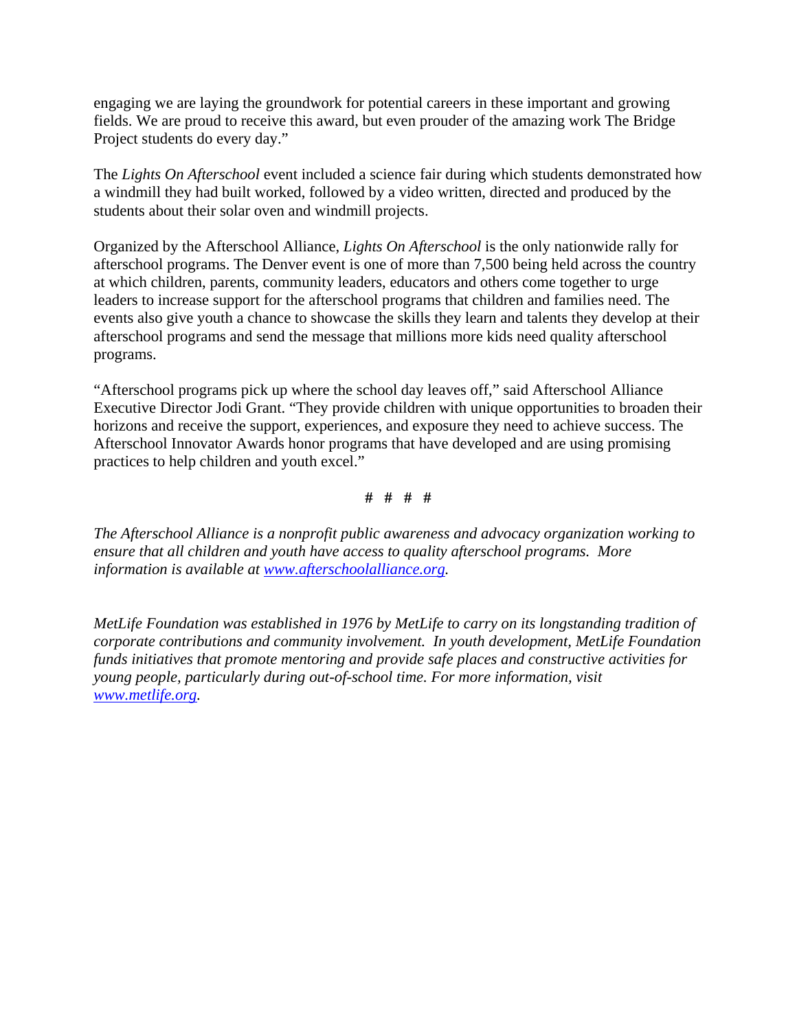engaging we are laying the groundwork for potential careers in these important and growing fields. We are proud to receive this award, but even prouder of the amazing work The Bridge Project students do every day."

The *Lights On Afterschool* event included a science fair during which students demonstrated how a windmill they had built worked, followed by a video written, directed and produced by the students about their solar oven and windmill projects.

Organized by the Afterschool Alliance, *Lights On Afterschool* is the only nationwide rally for afterschool programs. The Denver event is one of more than 7,500 being held across the country at which children, parents, community leaders, educators and others come together to urge leaders to increase support for the afterschool programs that children and families need. The events also give youth a chance to showcase the skills they learn and talents they develop at their afterschool programs and send the message that millions more kids need quality afterschool programs.

"Afterschool programs pick up where the school day leaves off," said Afterschool Alliance Executive Director Jodi Grant. "They provide children with unique opportunities to broaden their horizons and receive the support, experiences, and exposure they need to achieve success. The Afterschool Innovator Awards honor programs that have developed and are using promising practices to help children and youth excel."

# # # #

*The Afterschool Alliance is a nonprofit public awareness and advocacy organization working to ensure that all children and youth have access to quality afterschool programs. More information is available at [www.afterschoolalliance.org](http://www.afterschoolalliance.org).*

*MetLife Foundation was established in 1976 by MetLife to carry on its longstanding tradition of corporate contributions and community involvement. In youth development, MetLife Foundation funds initiatives that promote mentoring and provide safe places and constructive activities for young people, particularly during out-of-school time. For more information, visit [www.metlife.org](http://www.metlife.org).*